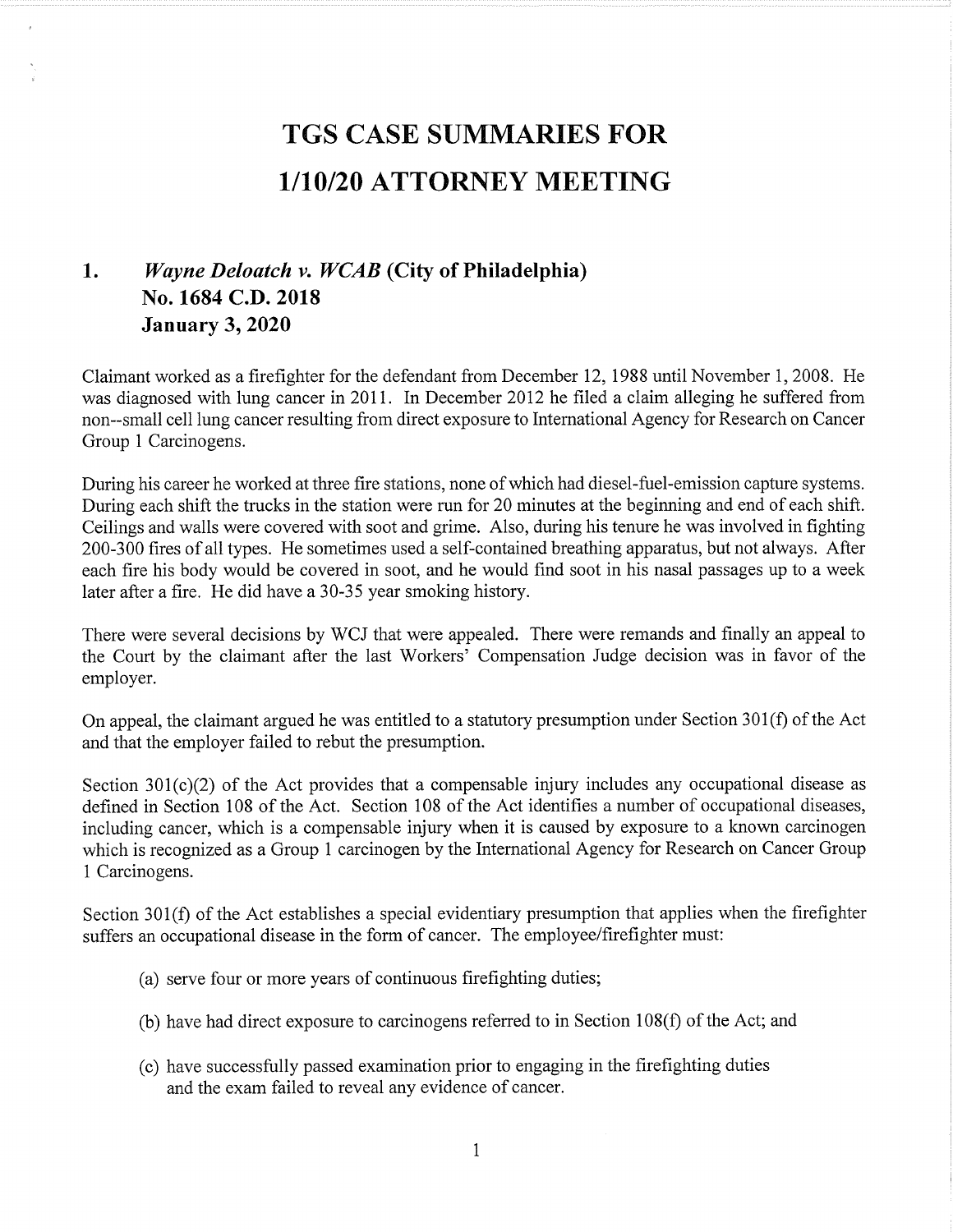# TGS CASE SUMMARIES FOR 1/10/20 ATTORNEY MEETING

## 1. *Wayne Deloatch v. WCAB* (City of Philadelphia) No. 1684 C.D. 2018 January 3, 2020

Claimant worked as a firefighter for the defendant from December 12, 1988 until November 1, 2008. He was diagnosed with lung cancer in 2011. In December 2012 he filed a claim alleging he suffered from non--small cell lung cancer resulting from direct exposure to International Agency for Research on Cancer Group 1 Carcinogens.

During his career he worked at three fire stations, none of which had diesel-fuel-emission capture systems. During each shift the trucks in the station were run for 20 minutes at the beginning and end of each shift. Ceilings and walls were covered with soot and grime. Also, during his tenure he was involved in fighting 200-300 fires of all types. He sometimes used a self-contained breathing apparatus, but not always. After each fire his body would be covered in soot, and he would find soot in his nasal passages up to a week later after a fire. He did have a 30-35 year smoking history.

There were several decisions by WCJ that were appealed. There were remands and finally an appeal to the Court by the claimant after the last Workers' Compensation Judge decision was in favor of the employer.

On appeal, the claimant argued he was entitled to a statutory presumption under Section 301(f) of the Act and that the employer failed to rebut the presumption.

Section 301(c)(2) of the Act provides that a compensable injury includes any occupational disease as defined in Section 108 of the Act. Section 108 of the Act identifies a number of occupational diseases, including cancer, which is a compensable injury when it is caused by exposure to a known carcinogen which is recognized as a Group 1 carcinogen by the International Agency for Research on Cancer Group 1 Carcinogens.

Section 301(f) of the Act establishes a special evidentiary presumption that applies when the firefighter suffers an occupational disease in the form of cancer. The employee/firefighter must:

(a) serve four or more years of continuous firefighting duties;

(b) have had direct exposure to carcinogens referred to in Section 108(f) of the Act; and

(c) have successfully passed examination prior to engaging in the firefighting duties and the exam failed to reveal any evidence of cancer.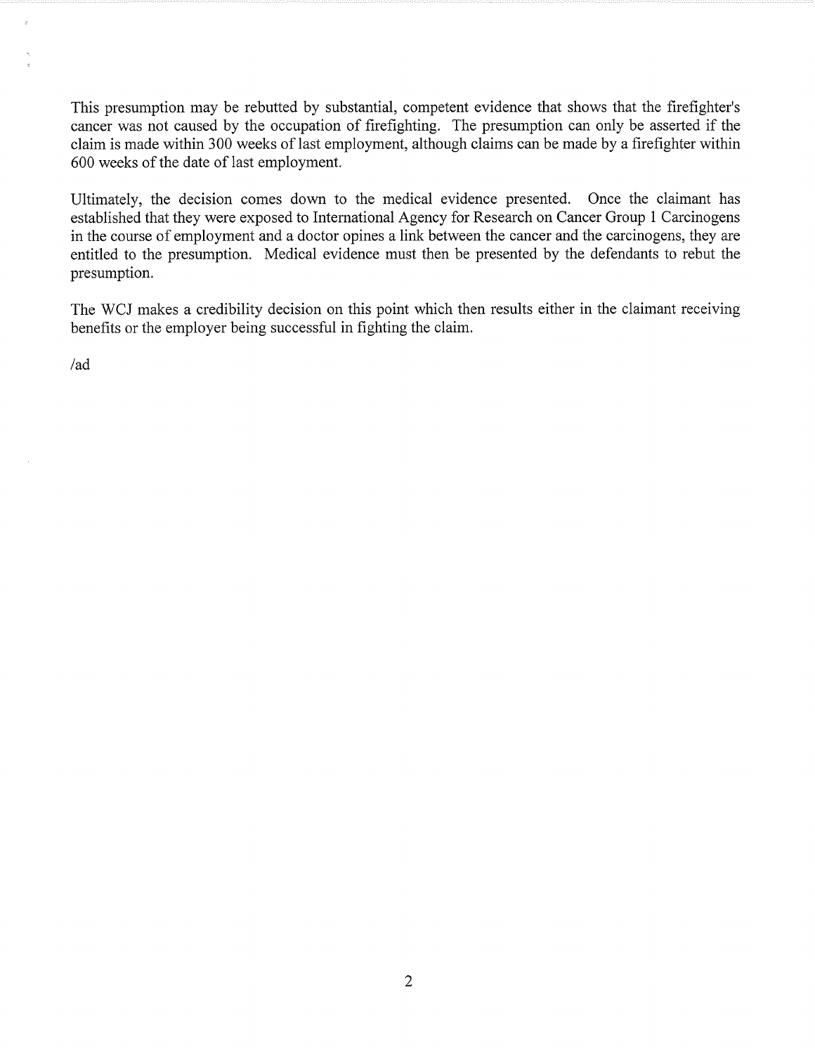This presumption may be rebutted by substantial, competent evidence that shows that the firefighter's cancer was not caused by the occupation of firefighting. The presumption can only be asserted if the claim is made within 300 weeks of last employment, although claims can be made by a firefighter within 600 weeks of the date of last employment.

Ultimately, the decision comes down to the medical evidence presented. Once the claimant has established that they were exposed to International Agency for Research on Cancer Group 1 Carcinogens in the course of employment and a doctor opines a link between the cancer and the carcinogens, they are entitled to the presumption. Medical evidence must then be presented by the defendants to rebut the presumption.

The WCJ makes a credibility decision on this point which then results either in the claimant receiving benefits or the employer being successful in fighting the claim.

/ad